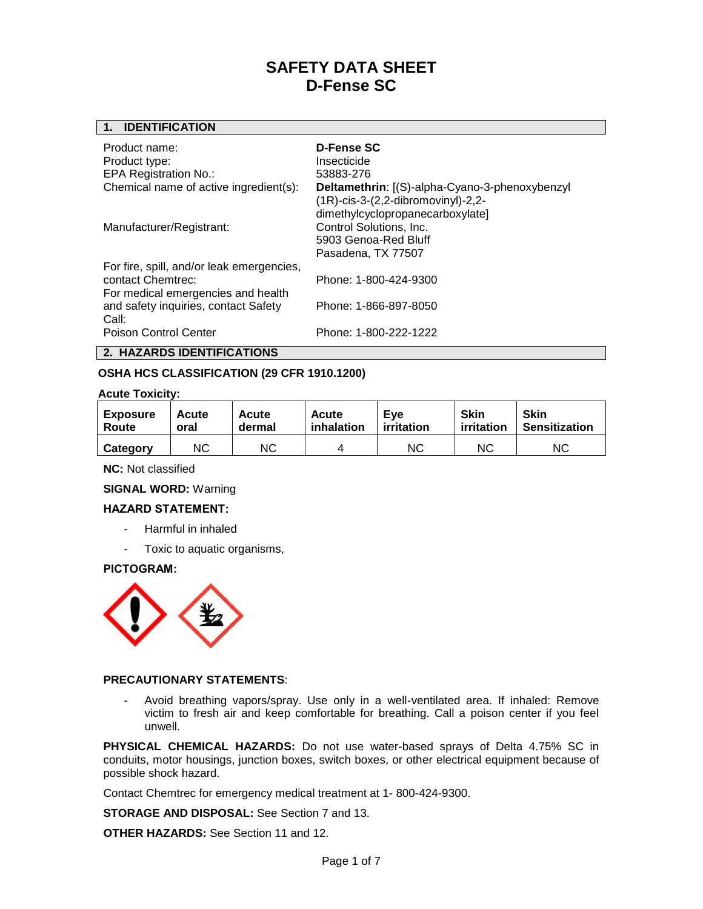# SAFETY DATA SHEET
# D-Fense SC

## 1. IDENTIFICATION

| | |
|---|---|
| Product name: | **D-Fense SC** |
| Product type: | Insecticide |
| EPA Registration No.: | 53883-276 |
| Chemical name of active ingredient(s): | **Deltamethrin**: [(S)-alpha-Cyano-3-phenoxybenzyl (1R)-cis-3-(2,2-dibromovinyl)-2,2-dimethylcyclopropanecarboxylate] |
| Manufacturer/Registrant: | Control Solutions, Inc.<br>5903 Genoa-Red Bluff<br>Pasadena, TX 77507 |
| For fire, spill, and/or leak emergencies, contact Chemtrec: | Phone: 1-800-424-9300 |
| For medical emergencies and health and safety inquiries, contact Safety Call: | Phone: 1-866-897-8050 |
| Poison Control Center | Phone: 1-800-222-1222 |

## 2. HAZARDS IDENTIFICATIONS

### OSHA HCS CLASSIFICATION (29 CFR 1910.1200)

**Acute Toxicity:**

| Exposure Route | Acute oral | Acute dermal | Acute inhalation | Eye irritation | Skin irritation | Skin Sensitization |
|---|---|---|---|---|---|---|
| Category | NC | NC | 4 | NC | NC | NC |

**NC:** Not classified

**SIGNAL WORD:** Warning

**HAZARD STATEMENT:**

- Harmful in inhaled
- Toxic to aquatic organisms,

**PICTOGRAM:**

**PRECAUTIONARY STATEMENTS**:

- Avoid breathing vapors/spray. Use only in a well-ventilated area. If inhaled: Remove victim to fresh air and keep comfortable for breathing. Call a poison center if you feel unwell.

**PHYSICAL CHEMICAL HAZARDS:** Do not use water-based sprays of Delta 4.75% SC in conduits, motor housings, junction boxes, switch boxes, or other electrical equipment because of possible shock hazard.

Contact Chemtrec for emergency medical treatment at 1- 800-424-9300.

**STORAGE AND DISPOSAL:** See Section 7 and 13.

**OTHER HAZARDS:** See Section 11 and 12.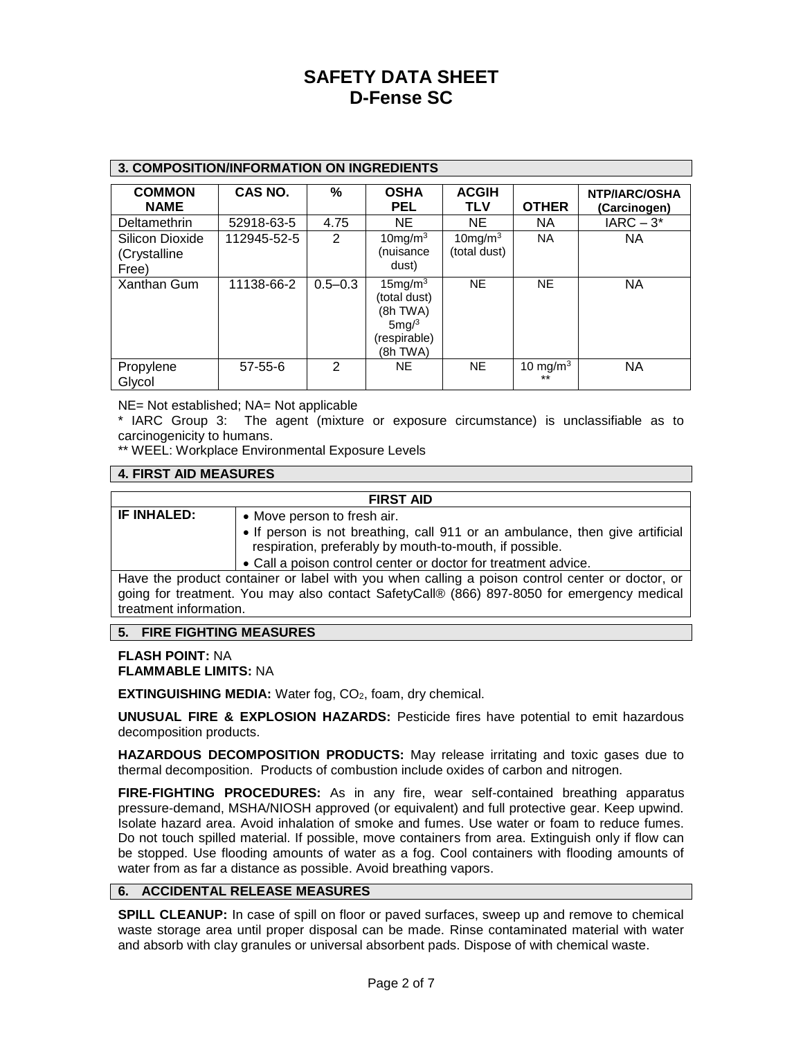# SAFETY DATA SHEET
# D-Fense SC

## 3. COMPOSITION/INFORMATION ON INGREDIENTS

| COMMON NAME | CAS NO. | % | OSHA PEL | ACGIH TLV | OTHER | NTP/IARC/OSHA (Carcinogen) |
|---|---|---|---|---|---|---|
| Deltamethrin | 52918-63-5 | 4.75 | NE | NE | NA | IARC – 3* |
| Silicon Dioxide (Crystalline Free) | 112945-52-5 | 2 | 10mg/m$^3$ (nuisance dust) | 10mg/m$^3$ (total dust) | NA | NA |
| Xanthan Gum | 11138-66-2 | 0.5–0.3 | 15mg/m$^3$ (total dust) (8h TWA) 5mg/$^3$ (respirable) (8h TWA) | NE | NE | NA |
| Propylene Glycol | 57-55-6 | 2 | NE | NE | 10 mg/m$^3$ ** | NA |

NE= Not established; NA= Not applicable

* IARC Group 3: The agent (mixture or exposure circumstance) is unclassifiable as to carcinogenicity to humans.

** WEEL: Workplace Environmental Exposure Levels

## 4. FIRST AID MEASURES

| FIRST AID | |
|---|---|
| **IF INHALED:** | • Move person to fresh air.<br>• If person is not breathing, call 911 or an ambulance, then give artificial respiration, preferably by mouth-to-mouth, if possible.<br>• Call a poison control center or doctor for treatment advice. |
| Have the product container or label with you when calling a poison control center or doctor, or going for treatment. You may also contact SafetyCall® (866) 897-8050 for emergency medical treatment information. | |

## 5. FIRE FIGHTING MEASURES

**FLASH POINT:** NA
**FLAMMABLE LIMITS:** NA

**EXTINGUISHING MEDIA:** Water fog, $CO_2$, foam, dry chemical.

**UNUSUAL FIRE & EXPLOSION HAZARDS:** Pesticide fires have potential to emit hazardous decomposition products.

**HAZARDOUS DECOMPOSITION PRODUCTS:** May release irritating and toxic gases due to thermal decomposition. Products of combustion include oxides of carbon and nitrogen.

**FIRE-FIGHTING PROCEDURES:** As in any fire, wear self-contained breathing apparatus pressure-demand, MSHA/NIOSH approved (or equivalent) and full protective gear. Keep upwind. Isolate hazard area. Avoid inhalation of smoke and fumes. Use water or foam to reduce fumes. Do not touch spilled material. If possible, move containers from area. Extinguish only if flow can be stopped. Use flooding amounts of water as a fog. Cool containers with flooding amounts of water from as far a distance as possible. Avoid breathing vapors.

## 6. ACCIDENTAL RELEASE MEASURES

**SPILL CLEANUP:** In case of spill on floor or paved surfaces, sweep up and remove to chemical waste storage area until proper disposal can be made. Rinse contaminated material with water and absorb with clay granules or universal absorbent pads. Dispose of with chemical waste.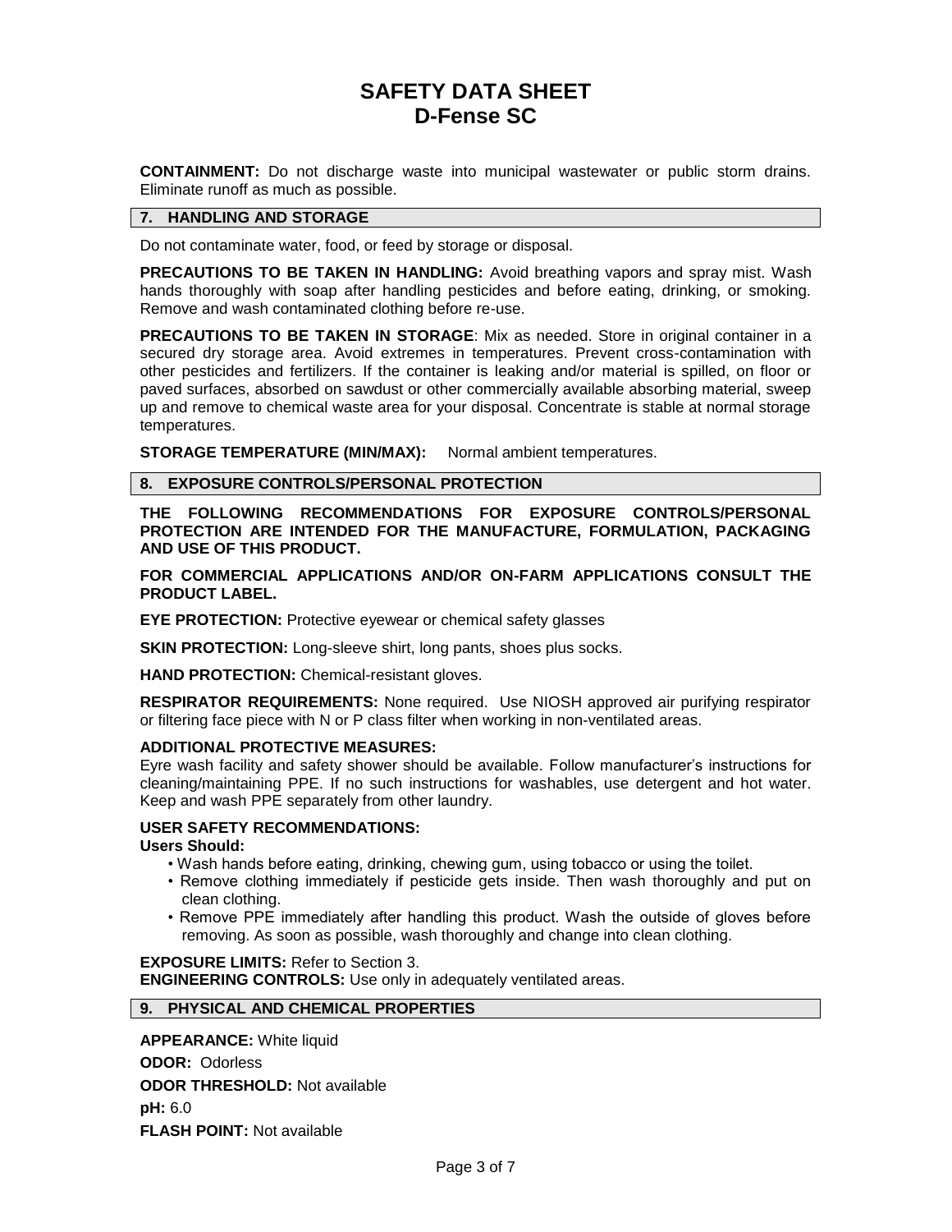**CONTAINMENT:** Do not discharge waste into municipal wastewater or public storm drains. Eliminate runoff as much as possible.

## 7. HANDLING AND STORAGE

Do not contaminate water, food, or feed by storage or disposal.

**PRECAUTIONS TO BE TAKEN IN HANDLING:** Avoid breathing vapors and spray mist. Wash hands thoroughly with soap after handling pesticides and before eating, drinking, or smoking. Remove and wash contaminated clothing before re-use.

**PRECAUTIONS TO BE TAKEN IN STORAGE**: Mix as needed. Store in original container in a secured dry storage area. Avoid extremes in temperatures. Prevent cross-contamination with other pesticides and fertilizers. If the container is leaking and/or material is spilled, on floor or paved surfaces, absorbed on sawdust or other commercially available absorbing material, sweep up and remove to chemical waste area for your disposal. Concentrate is stable at normal storage temperatures.

**STORAGE TEMPERATURE (MIN/MAX):** Normal ambient temperatures.

## 8. EXPOSURE CONTROLS/PERSONAL PROTECTION

**THE FOLLOWING RECOMMENDATIONS FOR EXPOSURE CONTROLS/PERSONAL PROTECTION ARE INTENDED FOR THE MANUFACTURE, FORMULATION, PACKAGING AND USE OF THIS PRODUCT.**

**FOR COMMERCIAL APPLICATIONS AND/OR ON-FARM APPLICATIONS CONSULT THE PRODUCT LABEL.**

**EYE PROTECTION:** Protective eyewear or chemical safety glasses

**SKIN PROTECTION:** Long-sleeve shirt, long pants, shoes plus socks.

**HAND PROTECTION:** Chemical-resistant gloves.

**RESPIRATOR REQUIREMENTS:** None required. Use NIOSH approved air purifying respirator or filtering face piece with N or P class filter when working in non-ventilated areas.

**ADDITIONAL PROTECTIVE MEASURES:**
Eyre wash facility and safety shower should be available. Follow manufacturer's instructions for cleaning/maintaining PPE. If no such instructions for washables, use detergent and hot water. Keep and wash PPE separately from other laundry.

**USER SAFETY RECOMMENDATIONS:**
**Users Should:**

- Wash hands before eating, drinking, chewing gum, using tobacco or using the toilet.
- Remove clothing immediately if pesticide gets inside. Then wash thoroughly and put on clean clothing.
- Remove PPE immediately after handling this product. Wash the outside of gloves before removing. As soon as possible, wash thoroughly and change into clean clothing.

**EXPOSURE LIMITS:** Refer to Section 3.
**ENGINEERING CONTROLS:** Use only in adequately ventilated areas.

## 9. PHYSICAL AND CHEMICAL PROPERTIES

**APPEARANCE:** White liquid

**ODOR:** Odorless

**ODOR THRESHOLD:** Not available

**pH:** 6.0

**FLASH POINT:** Not available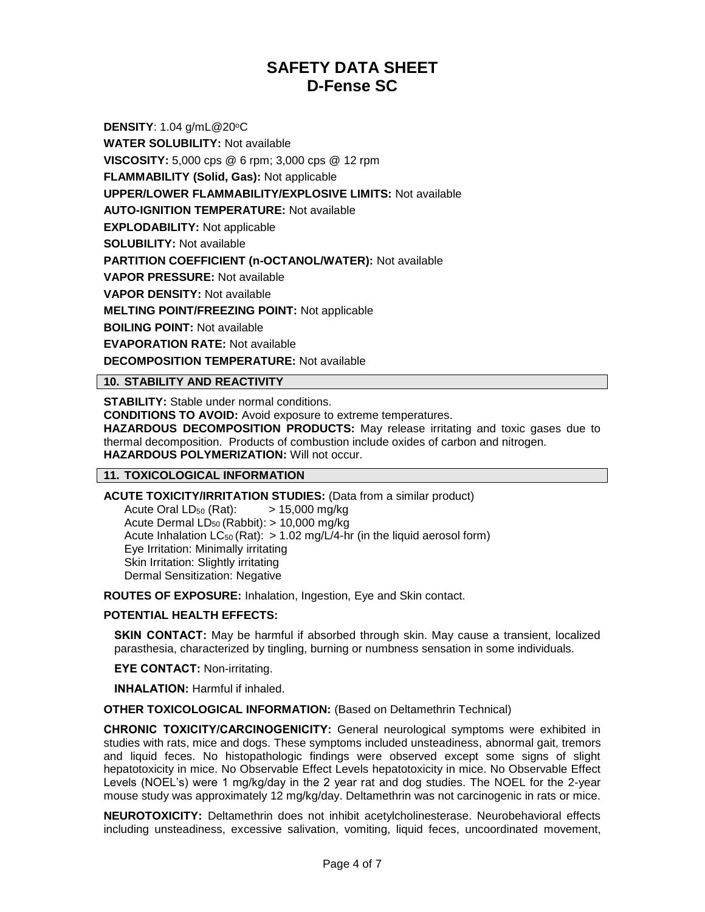**DENSITY**: 1.04 g/mL@20°C

**WATER SOLUBILITY:** Not available

**VISCOSITY:** 5,000 cps @ 6 rpm; 3,000 cps @ 12 rpm

**FLAMMABILITY (Solid, Gas):** Not applicable

**UPPER/LOWER FLAMMABILITY/EXPLOSIVE LIMITS:** Not available

**AUTO-IGNITION TEMPERATURE:** Not available

**EXPLODABILITY:** Not applicable

**SOLUBILITY:** Not available

**PARTITION COEFFICIENT (n-OCTANOL/WATER):** Not available

**VAPOR PRESSURE:** Not available

**VAPOR DENSITY:** Not available

**MELTING POINT/FREEZING POINT:** Not applicable

**BOILING POINT:** Not available

**EVAPORATION RATE:** Not available

**DECOMPOSITION TEMPERATURE:** Not available

## 10. STABILITY AND REACTIVITY

**STABILITY:** Stable under normal conditions.
**CONDITIONS TO AVOID:** Avoid exposure to extreme temperatures.
**HAZARDOUS DECOMPOSITION PRODUCTS:** May release irritating and toxic gases due to thermal decomposition. Products of combustion include oxides of carbon and nitrogen.
**HAZARDOUS POLYMERIZATION:** Will not occur.

## 11. TOXICOLOGICAL INFORMATION

**ACUTE TOXICITY/IRRITATION STUDIES:** (Data from a similar product)

Acute Oral $LD_{50}$ (Rat): > 15,000 mg/kg
Acute Dermal $LD_{50}$ (Rabbit): > 10,000 mg/kg
Acute Inhalation $LC_{50}$ (Rat): > 1.02 mg/L/4-hr (in the liquid aerosol form)
Eye Irritation: Minimally irritating
Skin Irritation: Slightly irritating
Dermal Sensitization: Negative

**ROUTES OF EXPOSURE:** Inhalation, Ingestion, Eye and Skin contact.

**POTENTIAL HEALTH EFFECTS:**

**SKIN CONTACT:** May be harmful if absorbed through skin. May cause a transient, localized parasthesia, characterized by tingling, burning or numbness sensation in some individuals.

**EYE CONTACT:** Non-irritating.

**INHALATION:** Harmful if inhaled.

**OTHER TOXICOLOGICAL INFORMATION:** (Based on Deltamethrin Technical)

**CHRONIC TOXICITY/CARCINOGENICITY:** General neurological symptoms were exhibited in studies with rats, mice and dogs. These symptoms included unsteadiness, abnormal gait, tremors and liquid feces. No histopathologic findings were observed except some signs of slight hepatotoxicity in mice. No Observable Effect Levels hepatotoxicity in mice. No Observable Effect Levels (NOEL's) were 1 mg/kg/day in the 2 year rat and dog studies. The NOEL for the 2-year mouse study was approximately 12 mg/kg/day. Deltamethrin was not carcinogenic in rats or mice.

**NEUROTOXICITY:** Deltamethrin does not inhibit acetylcholinesterase. Neurobehavioral effects including unsteadiness, excessive salivation, vomiting, liquid feces, uncoordinated movement,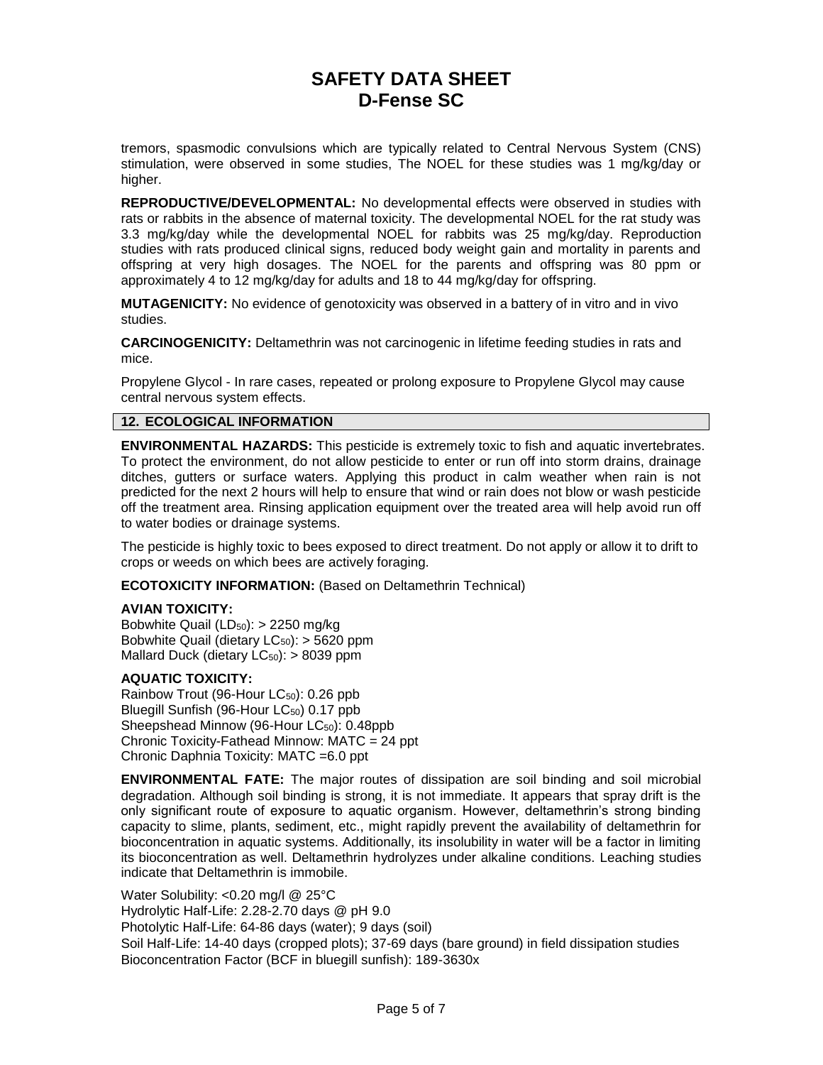tremors, spasmodic convulsions which are typically related to Central Nervous System (CNS) stimulation, were observed in some studies, The NOEL for these studies was 1 mg/kg/day or higher.

**REPRODUCTIVE/DEVELOPMENTAL:** No developmental effects were observed in studies with rats or rabbits in the absence of maternal toxicity. The developmental NOEL for the rat study was 3.3 mg/kg/day while the developmental NOEL for rabbits was 25 mg/kg/day. Reproduction studies with rats produced clinical signs, reduced body weight gain and mortality in parents and offspring at very high dosages. The NOEL for the parents and offspring was 80 ppm or approximately 4 to 12 mg/kg/day for adults and 18 to 44 mg/kg/day for offspring.

**MUTAGENICITY:** No evidence of genotoxicity was observed in a battery of in vitro and in vivo studies.

**CARCINOGENICITY:** Deltamethrin was not carcinogenic in lifetime feeding studies in rats and mice.

Propylene Glycol - In rare cases, repeated or prolong exposure to Propylene Glycol may cause central nervous system effects.

## 12. ECOLOGICAL INFORMATION

**ENVIRONMENTAL HAZARDS:** This pesticide is extremely toxic to fish and aquatic invertebrates. To protect the environment, do not allow pesticide to enter or run off into storm drains, drainage ditches, gutters or surface waters. Applying this product in calm weather when rain is not predicted for the next 2 hours will help to ensure that wind or rain does not blow or wash pesticide off the treatment area. Rinsing application equipment over the treated area will help avoid run off to water bodies or drainage systems.

The pesticide is highly toxic to bees exposed to direct treatment. Do not apply or allow it to drift to crops or weeds on which bees are actively foraging.

**ECOTOXICITY INFORMATION:** (Based on Deltamethrin Technical)

**AVIAN TOXICITY:**
Bobwhite Quail ($LD_{50}$): > 2250 mg/kg
Bobwhite Quail (dietary $LC_{50}$): > 5620 ppm
Mallard Duck (dietary $LC_{50}$): > 8039 ppm

**AQUATIC TOXICITY:**
Rainbow Trout (96-Hour $LC_{50}$): 0.26 ppb
Bluegill Sunfish (96-Hour $LC_{50}$) 0.17 ppb
Sheepshead Minnow (96-Hour $LC_{50}$): 0.48ppb
Chronic Toxicity-Fathead Minnow: MATC = 24 ppt
Chronic Daphnia Toxicity: MATC =6.0 ppt

**ENVIRONMENTAL FATE:** The major routes of dissipation are soil binding and soil microbial degradation. Although soil binding is strong, it is not immediate. It appears that spray drift is the only significant route of exposure to aquatic organism. However, deltamethrin's strong binding capacity to slime, plants, sediment, etc., might rapidly prevent the availability of deltamethrin for bioconcentration in aquatic systems. Additionally, its insolubility in water will be a factor in limiting its bioconcentration as well. Deltamethrin hydrolyzes under alkaline conditions. Leaching studies indicate that Deltamethrin is immobile.

Water Solubility: <0.20 mg/l @ 25°C
Hydrolytic Half-Life: 2.28-2.70 days @ pH 9.0
Photolytic Half-Life: 64-86 days (water); 9 days (soil)
Soil Half-Life: 14-40 days (cropped plots); 37-69 days (bare ground) in field dissipation studies
Bioconcentration Factor (BCF in bluegill sunfish): 189-3630x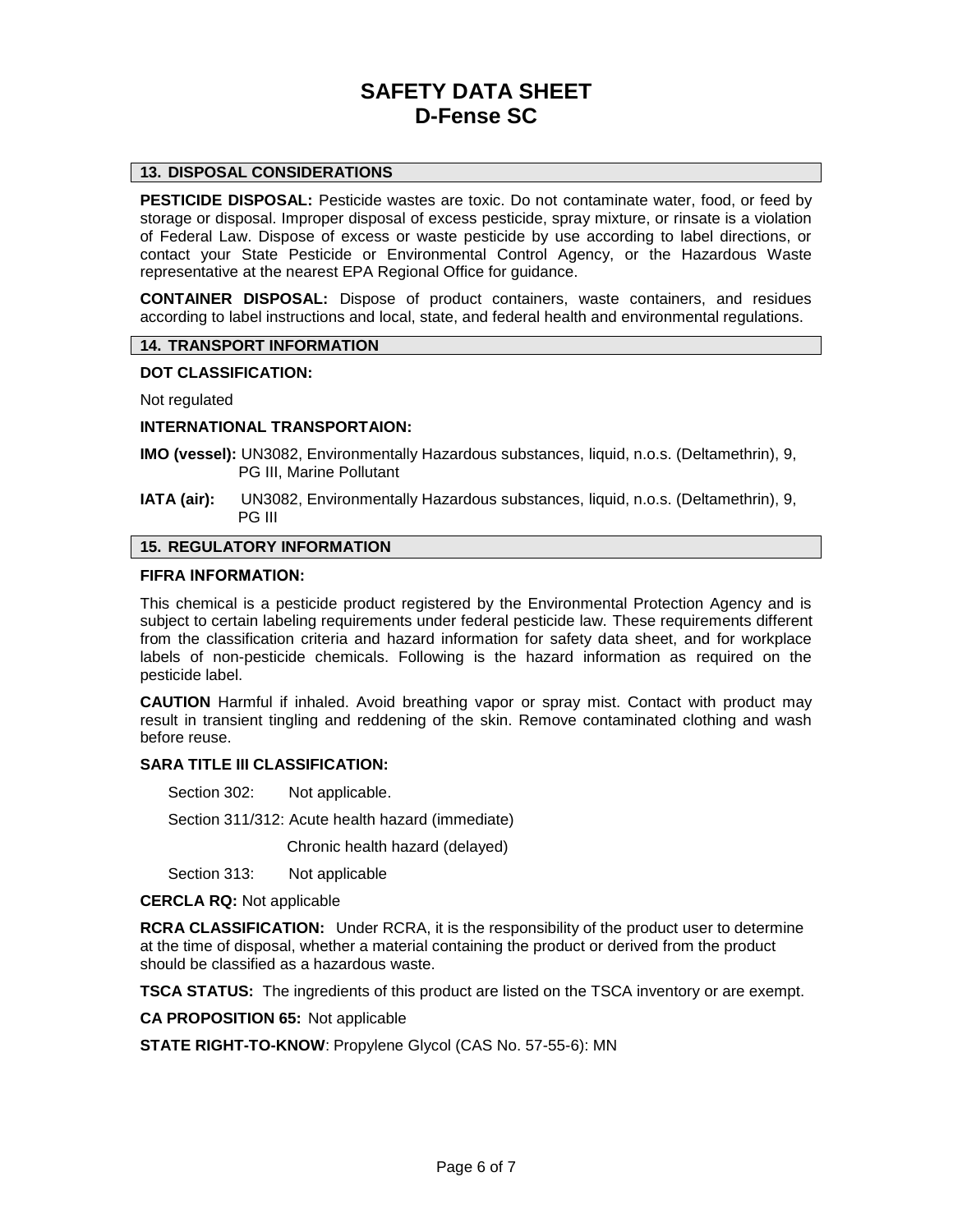## 13. DISPOSAL CONSIDERATIONS

**PESTICIDE DISPOSAL:** Pesticide wastes are toxic. Do not contaminate water, food, or feed by storage or disposal. Improper disposal of excess pesticide, spray mixture, or rinsate is a violation of Federal Law. Dispose of excess or waste pesticide by use according to label directions, or contact your State Pesticide or Environmental Control Agency, or the Hazardous Waste representative at the nearest EPA Regional Office for guidance.

**CONTAINER DISPOSAL:** Dispose of product containers, waste containers, and residues according to label instructions and local, state, and federal health and environmental regulations.

## 14. TRANSPORT INFORMATION

**DOT CLASSIFICATION:**

Not regulated

**INTERNATIONAL TRANSPORTAION:**

**IMO (vessel):** UN3082, Environmentally Hazardous substances, liquid, n.o.s. (Deltamethrin), 9, PG III, Marine Pollutant

**IATA (air):** UN3082, Environmentally Hazardous substances, liquid, n.o.s. (Deltamethrin), 9, PG III

## 15. REGULATORY INFORMATION

**FIFRA INFORMATION:**

This chemical is a pesticide product registered by the Environmental Protection Agency and is subject to certain labeling requirements under federal pesticide law. These requirements different from the classification criteria and hazard information for safety data sheet, and for workplace labels of non-pesticide chemicals. Following is the hazard information as required on the pesticide label.

**CAUTION** Harmful if inhaled. Avoid breathing vapor or spray mist. Contact with product may result in transient tingling and reddening of the skin. Remove contaminated clothing and wash before reuse.

**SARA TITLE III CLASSIFICATION:**

Section 302: Not applicable.

Section 311/312: Acute health hazard (immediate)

Chronic health hazard (delayed)

Section 313: Not applicable

**CERCLA RQ:** Not applicable

**RCRA CLASSIFICATION:** Under RCRA, it is the responsibility of the product user to determine at the time of disposal, whether a material containing the product or derived from the product should be classified as a hazardous waste.

**TSCA STATUS:** The ingredients of this product are listed on the TSCA inventory or are exempt.

**CA PROPOSITION 65:** Not applicable

**STATE RIGHT-TO-KNOW**: Propylene Glycol (CAS No. 57-55-6): MN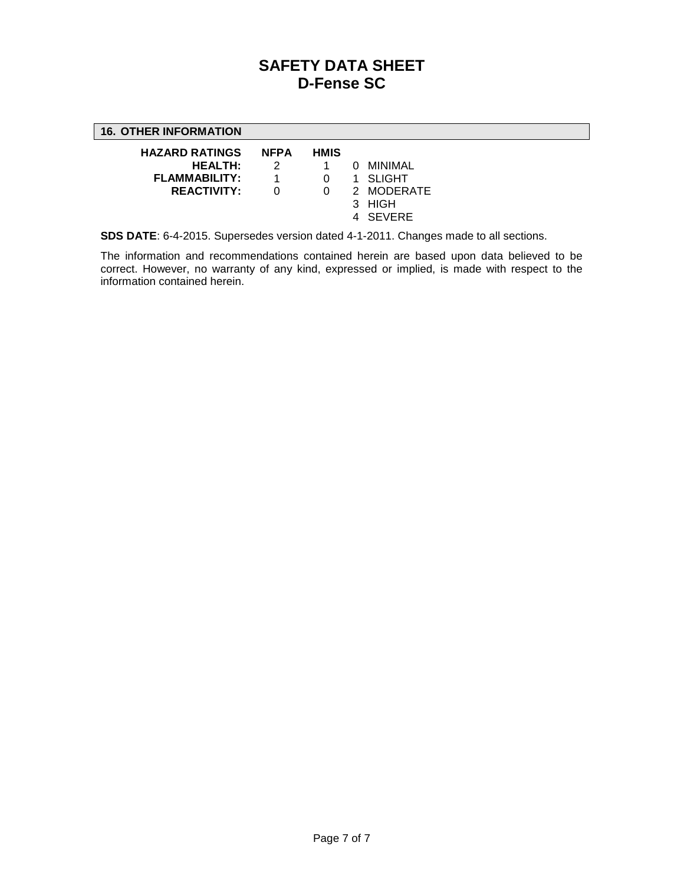# SAFETY DATA SHEET
# D-Fense SC

## 16. OTHER INFORMATION

| HAZARD RATINGS | NFPA | HMIS | |
|---|---|---|---|
| HEALTH: | 2 | 1 | 0 MINIMAL |
| FLAMMABILITY: | 1 | 0 | 1 SLIGHT |
| REACTIVITY: | 0 | 0 | 2 MODERATE |
| | | | 3 HIGH |
| | | | 4 SEVERE |

**SDS DATE**: 6-4-2015. Supersedes version dated 4-1-2011. Changes made to all sections.

The information and recommendations contained herein are based upon data believed to be correct. However, no warranty of any kind, expressed or implied, is made with respect to the information contained herein.